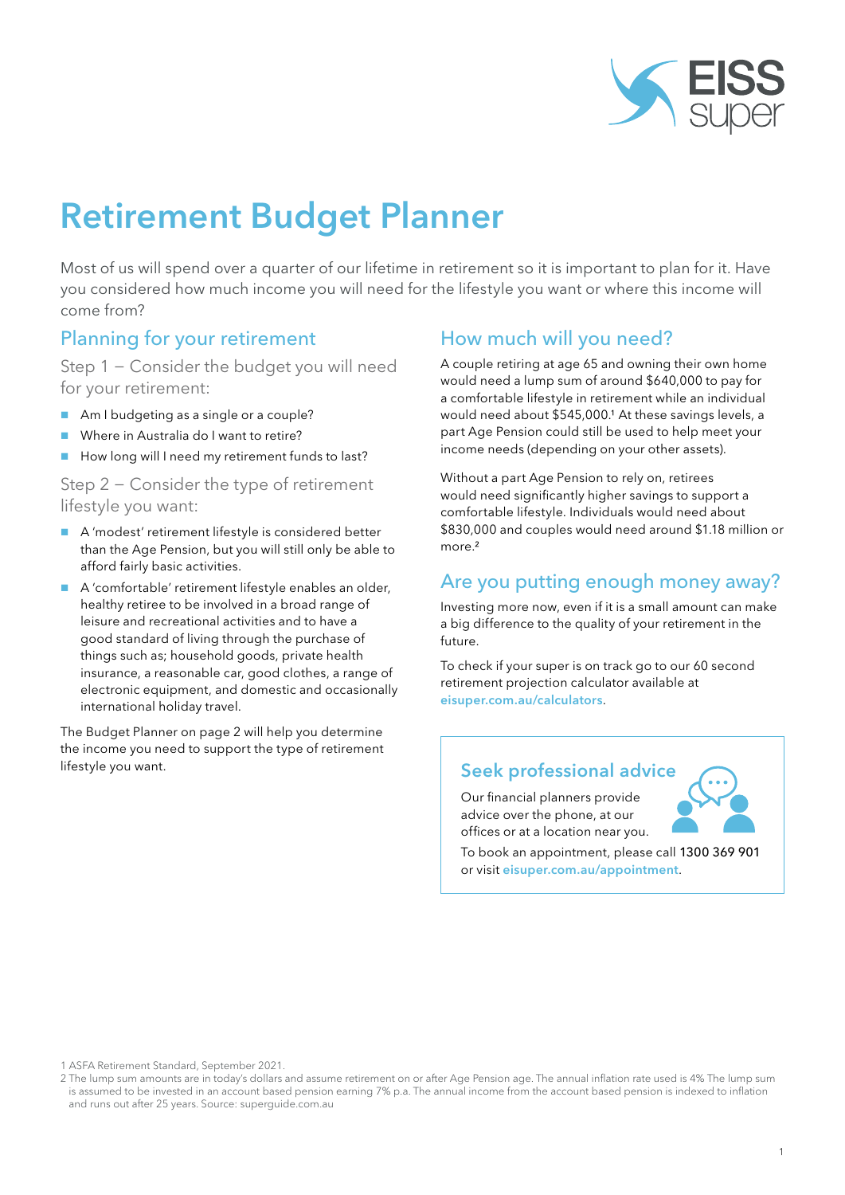# Retirement Budget Planner

Most of us will spend over a quarter of our lifetime in retirement so it is important to plan for it. Have you considered how much income you will need for the lifestyle you want or where this income will come from?

## Planning for your retirement

### Step 1 – Consider the budget you will need for your retirement:

- Am I budgeting as a single or a couple?
- Where in Australia do I want to retire?
- How long will I need my retirement funds to last?

### Step 2 – Consider the type of retirement lifestyle you want:

- A 'modest' retirement lifestyle is considered better than the Age Pension, but you will still only be able to afford fairly basic activities.
- A 'comfortable' retirement lifestyle enables an older, healthy retiree to be involved in a broad range of leisure and recreational activities and to have a good standard of living through the purchase of things such as; household goods, private health insurance, a reasonable car, good clothes, a range of electronic equipment, and domestic and occasionally international holiday travel.

The Budget Planner on page 2 will help you determine the income you need to support the type of retirement lifestyle you want.

## How much will you need?

A couple retiring at age 65 and owning their own home would need a lump sum of around $640,000 to pay for a comfortable lifestyle in retirement while an individual would need about $545,000.[1] At these savings levels, a part Age Pension could still be used to help meet your income needs (depending on your other assets).

Without a part Age Pension to rely on, retirees would need significantly higher savings to support a comfortable lifestyle. Individuals would need about $830,000 and couples would need around $1.18 million or more.[2]

## Are you putting enough money away?

Investing more now, even if it is a small amount can make a big difference to the quality of your retirement in the future.

To check if your super is on track go to our 60 second retirement projection calculator available at eisuper.com.au/calculators.

## Seek professional advice

Our financial planners provide advice over the phone, at our offices or at a location near you.

To book an appointment, please call 1300 369 901 or visit eisuper.com.au/appointment.

1 ASFA Retirement Standard, September 2021.

2 The lump sum amounts are in today's dollars and assume retirement on or after Age Pension age. The annual inflation rate used is 4% The lump sum is assumed to be invested in an account based pension earning 7% p.a. The annual income from the account based pension is indexed to inflation and runs out after 25 years. Source: superguide.com.au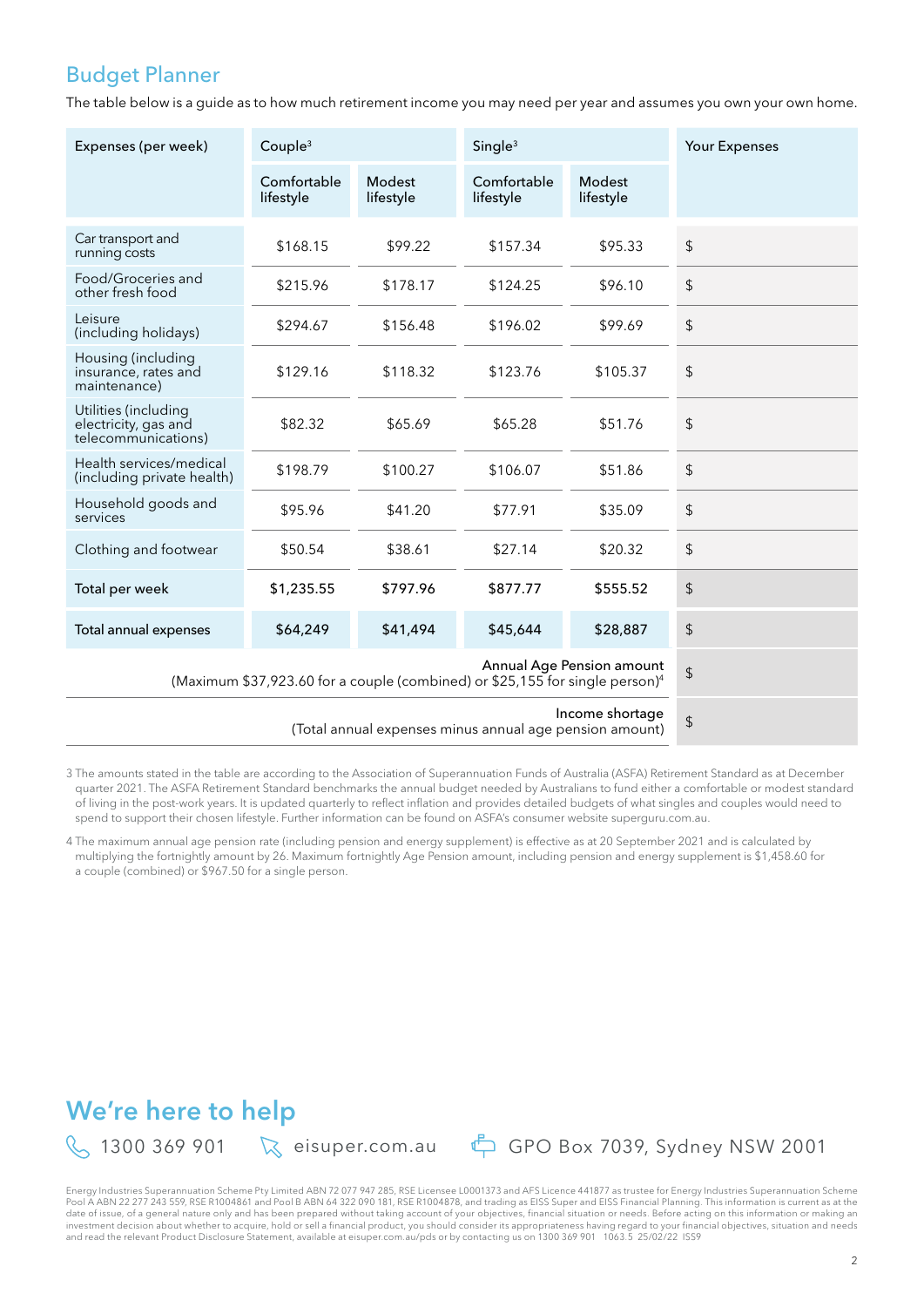## Budget Planner

The table below is a guide as to how much retirement income you may need per year and assumes you own your own home.

| Expenses (per week) | Couple[3] | | Single[3] | | Your Expenses |
|---|---|---|---|---|---|
| | Comfortable lifestyle | Modest lifestyle | Comfortable lifestyle | Modest lifestyle | |
| Car transport and running costs | $168.15 | $99.22 | $157.34 | $95.33 | $ |
| Food/Groceries and other fresh food | $215.96 | $178.17 | $124.25 | $96.10 | $ |
| Leisure (including holidays) | $294.67 | $156.48 | $196.02 | $99.69 | $ |
| Housing (including insurance, rates and maintenance) | $129.16 | $118.32 | $123.76 | $105.37 | $ |
| Utilities (including electricity, gas and telecommunications) | $82.32 | $65.69 | $65.28 | $51.76 | $ |
| Health services/medical (including private health) | $198.79 | $100.27 | $106.07 | $51.86 | $ |
| Household goods and services | $95.96 | $41.20 | $77.91 | $35.09 | $ |
| Clothing and footwear | $50.54 | $38.61 | $27.14 | $20.32 | $ |
| Total per week | $1,235.55 | $797.96 | $877.77 | $555.52 | $ |
| Total annual expenses | $64,249 | $41,494 | $45,644 | $28,887 | $ |
| Annual Age Pension amount (Maximum $37,923.60 for a couple (combined) or $25,155 for single person)[4] | | | | | $ |
| Income shortage (Total annual expenses minus annual age pension amount) | | | | | $ |

3 The amounts stated in the table are according to the Association of Superannuation Funds of Australia (ASFA) Retirement Standard as at December quarter 2021. The ASFA Retirement Standard benchmarks the annual budget needed by Australians to fund either a comfortable or modest standard of living in the post-work years. It is updated quarterly to reflect inflation and provides detailed budgets of what singles and couples would need to spend to support their chosen lifestyle. Further information can be found on ASFA's consumer website superguru.com.au.

4 The maximum annual age pension rate (including pension and energy supplement) is effective as at 20 September 2021 and is calculated by multiplying the fortnightly amount by 26. Maximum fortnightly Age Pension amount, including pension and energy supplement is $1,458.60 for a couple (combined) or $967.50 for a single person.

## We're here to help

1300 369 901 eisuper.com.au GPO Box 7039, Sydney NSW 2001

Energy Industries Superannuation Scheme Pty Limited ABN 72 077 947 285, RSE Licensee L0001373 and AFS Licence 441877 as trustee for Energy Industries Superannuation Scheme Pool A ABN 22 277 243 559, RSE R1004861 and Pool B ABN 64 322 090 181, RSE R1004878, and trading as EISS Super and EISS Financial Planning. This information is current as at the date of issue, of a general nature only and has been prepared without taking account of your objectives, financial situation or needs. Before acting on this information or making an investment decision about whether to acquire, hold or sell a financial product, you should consider its appropriateness having regard to your financial objectives, situation and needs and read the relevant Product Disclosure Statement, available at eisuper.com.au/pds or by contacting us on 1300 369 901 1063.5 25/02/22 ISS9